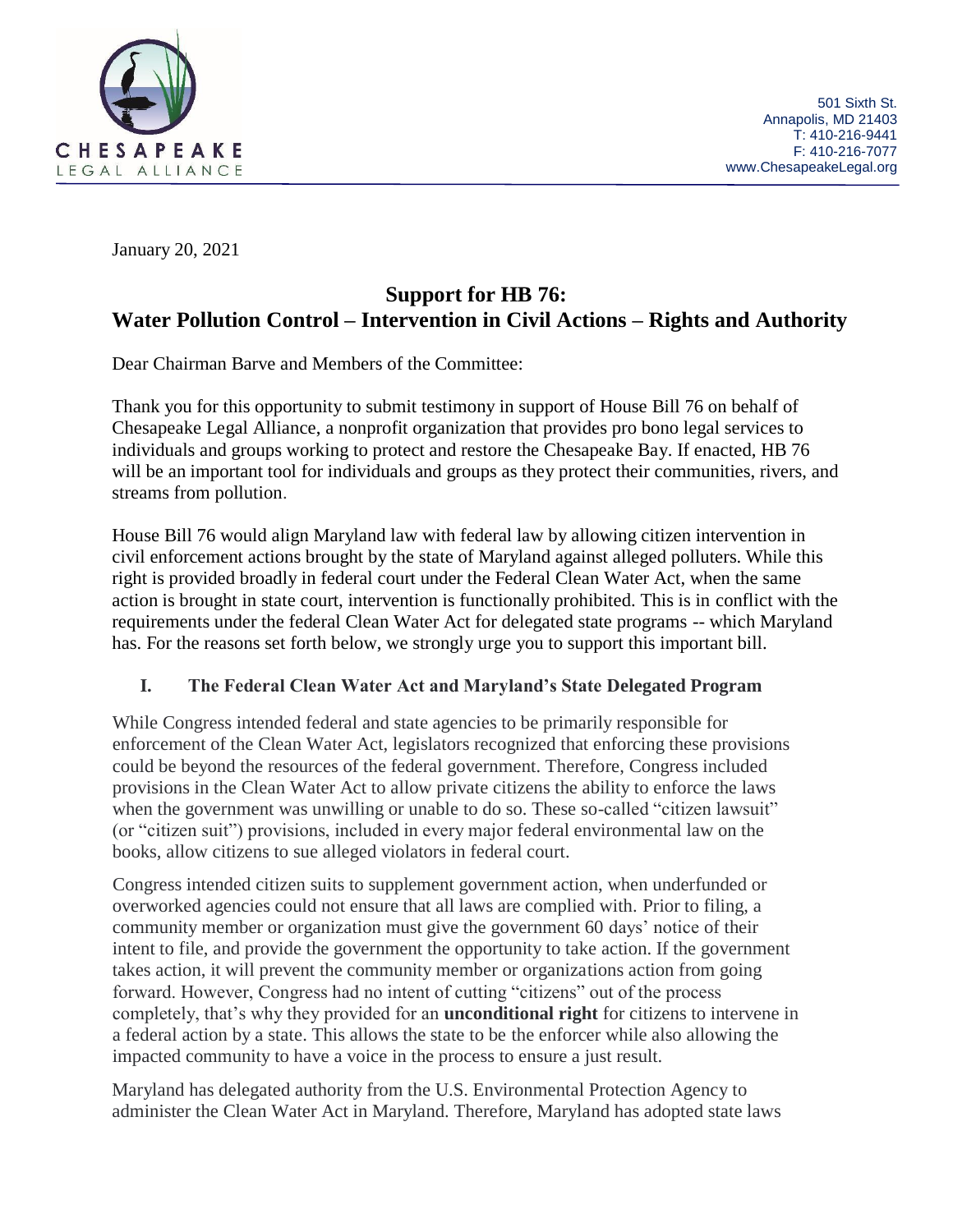CHESAPEAKE
LEGAL ALLIANCE

501 Sixth St.
Annapolis, MD 21403
T: 410-216-9441
F: 410-216-7077
www.ChesapeakeLegal.org

January 20, 2021

# Support for HB 76:
# Water Pollution Control – Intervention in Civil Actions – Rights and Authority

Dear Chairman Barve and Members of the Committee:

Thank you for this opportunity to submit testimony in support of House Bill 76 on behalf of Chesapeake Legal Alliance, a nonprofit organization that provides pro bono legal services to individuals and groups working to protect and restore the Chesapeake Bay. If enacted, HB 76 will be an important tool for individuals and groups as they protect their communities, rivers, and streams from pollution.

House Bill 76 would align Maryland law with federal law by allowing citizen intervention in civil enforcement actions brought by the state of Maryland against alleged polluters. While this right is provided broadly in federal court under the Federal Clean Water Act, when the same action is brought in state court, intervention is functionally prohibited. This is in conflict with the requirements under the federal Clean Water Act for delegated state programs -- which Maryland has. For the reasons set forth below, we strongly urge you to support this important bill.

## I. The Federal Clean Water Act and Maryland's State Delegated Program

While Congress intended federal and state agencies to be primarily responsible for enforcement of the Clean Water Act, legislators recognized that enforcing these provisions could be beyond the resources of the federal government. Therefore, Congress included provisions in the Clean Water Act to allow private citizens the ability to enforce the laws when the government was unwilling or unable to do so. These so-called "citizen lawsuit" (or "citizen suit") provisions, included in every major federal environmental law on the books, allow citizens to sue alleged violators in federal court.

Congress intended citizen suits to supplement government action, when underfunded or overworked agencies could not ensure that all laws are complied with. Prior to filing, a community member or organization must give the government 60 days' notice of their intent to file, and provide the government the opportunity to take action. If the government takes action, it will prevent the community member or organizations action from going forward. However, Congress had no intent of cutting "citizens" out of the process completely, that's why they provided for an **unconditional right** for citizens to intervene in a federal action by a state. This allows the state to be the enforcer while also allowing the impacted community to have a voice in the process to ensure a just result.

Maryland has delegated authority from the U.S. Environmental Protection Agency to administer the Clean Water Act in Maryland. Therefore, Maryland has adopted state laws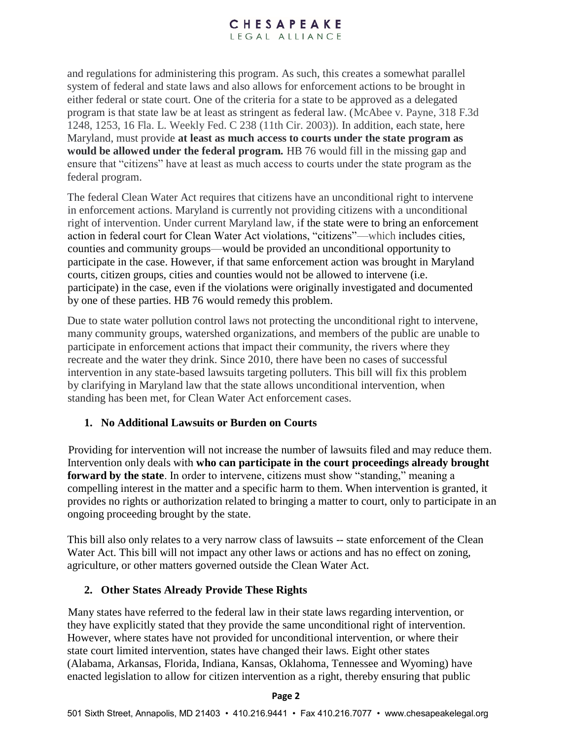and regulations for administering this program. As such, this creates a somewhat parallel system of federal and state laws and also allows for enforcement actions to be brought in either federal or state court. One of the criteria for a state to be approved as a delegated program is that state law be at least as stringent as federal law. (McAbee v. Payne, 318 F.3d 1248, 1253, 16 Fla. L. Weekly Fed. C 238 (11th Cir. 2003)). In addition, each state, here Maryland, must provide **at least as much access to courts under the state program as would be allowed under the federal program.** HB 76 would fill in the missing gap and ensure that "citizens" have at least as much access to courts under the state program as the federal program.

The federal Clean Water Act requires that citizens have an unconditional right to intervene in enforcement actions. Maryland is currently not providing citizens with a unconditional right of intervention. Under current Maryland law, if the state were to bring an enforcement action in federal court for Clean Water Act violations, "citizens"—which includes cities, counties and community groups—would be provided an unconditional opportunity to participate in the case. However, if that same enforcement action was brought in Maryland courts, citizen groups, cities and counties would not be allowed to intervene (i.e. participate) in the case, even if the violations were originally investigated and documented by one of these parties. HB 76 would remedy this problem.

Due to state water pollution control laws not protecting the unconditional right to intervene, many community groups, watershed organizations, and members of the public are unable to participate in enforcement actions that impact their community, the rivers where they recreate and the water they drink. Since 2010, there have been no cases of successful intervention in any state-based lawsuits targeting polluters. This bill will fix this problem by clarifying in Maryland law that the state allows unconditional intervention, when standing has been met, for Clean Water Act enforcement cases.

1. **No Additional Lawsuits or Burden on Courts**

Providing for intervention will not increase the number of lawsuits filed and may reduce them. Intervention only deals with **who can participate in the court proceedings already brought forward by the state**. In order to intervene, citizens must show "standing," meaning a compelling interest in the matter and a specific harm to them. When intervention is granted, it provides no rights or authorization related to bringing a matter to court, only to participate in an ongoing proceeding brought by the state.

This bill also only relates to a very narrow class of lawsuits -- state enforcement of the Clean Water Act. This bill will not impact any other laws or actions and has no effect on zoning, agriculture, or other matters governed outside the Clean Water Act.

2. **Other States Already Provide These Rights**

Many states have referred to the federal law in their state laws regarding intervention, or they have explicitly stated that they provide the same unconditional right of intervention. However, where states have not provided for unconditional intervention, or where their state court limited intervention, states have changed their laws. Eight other states (Alabama, Arkansas, Florida, Indiana, Kansas, Oklahoma, Tennessee and Wyoming) have enacted legislation to allow for citizen intervention as a right, thereby ensuring that public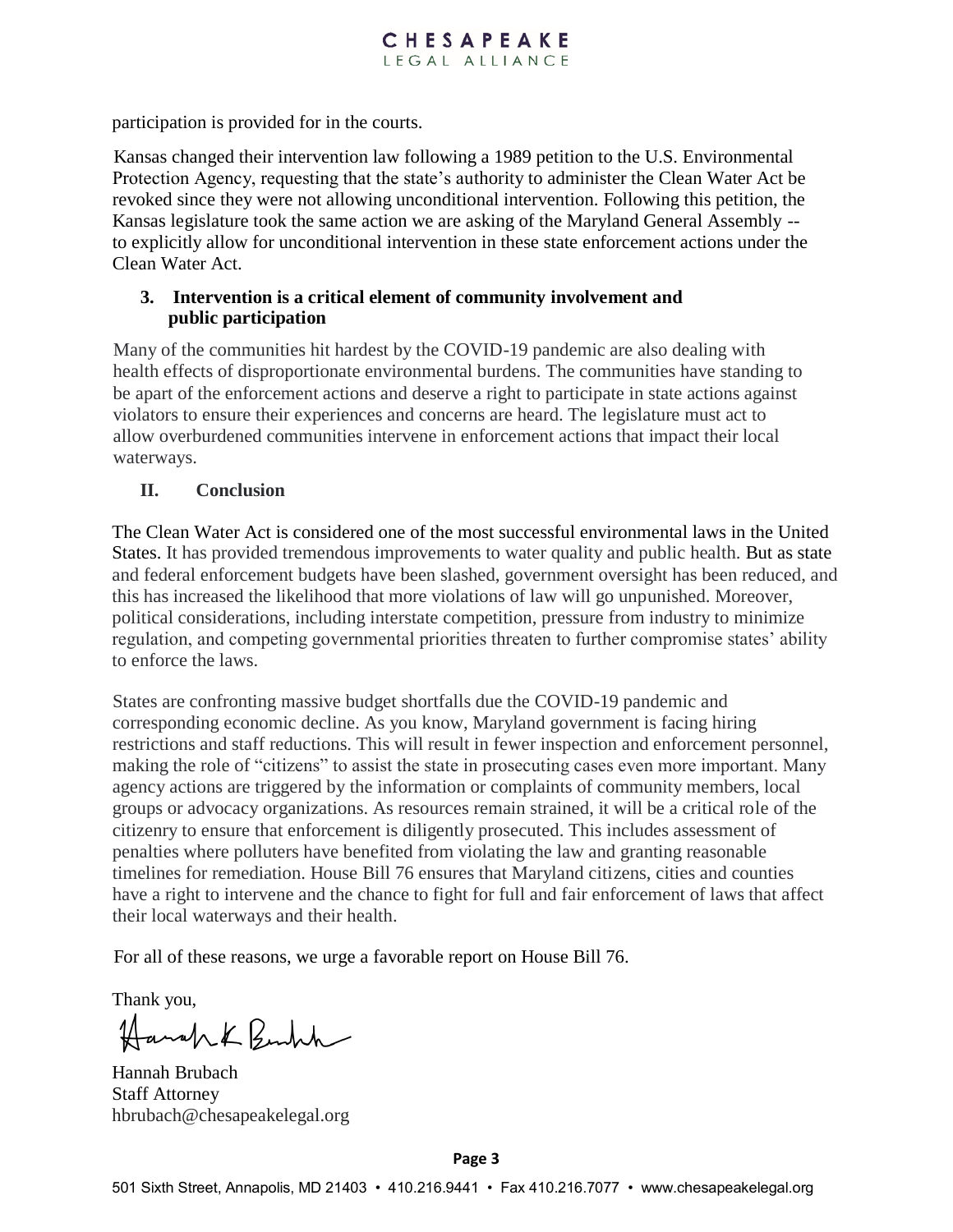participation is provided for in the courts.

Kansas changed their intervention law following a 1989 petition to the U.S. Environmental Protection Agency, requesting that the state's authority to administer the Clean Water Act be revoked since they were not allowing unconditional intervention. Following this petition, the Kansas legislature took the same action we are asking of the Maryland General Assembly -- to explicitly allow for unconditional intervention in these state enforcement actions under the Clean Water Act.

### 3. Intervention is a critical element of community involvement and public participation

Many of the communities hit hardest by the COVID-19 pandemic are also dealing with health effects of disproportionate environmental burdens. The communities have standing to be apart of the enforcement actions and deserve a right to participate in state actions against violators to ensure their experiences and concerns are heard. The legislature must act to allow overburdened communities intervene in enforcement actions that impact their local waterways.

## II. Conclusion

The Clean Water Act is considered one of the most successful environmental laws in the United States. It has provided tremendous improvements to water quality and public health. But as state and federal enforcement budgets have been slashed, government oversight has been reduced, and this has increased the likelihood that more violations of law will go unpunished. Moreover, political considerations, including interstate competition, pressure from industry to minimize regulation, and competing governmental priorities threaten to further compromise states' ability to enforce the laws.

States are confronting massive budget shortfalls due the COVID-19 pandemic and corresponding economic decline. As you know, Maryland government is facing hiring restrictions and staff reductions. This will result in fewer inspection and enforcement personnel, making the role of "citizens" to assist the state in prosecuting cases even more important. Many agency actions are triggered by the information or complaints of community members, local groups or advocacy organizations. As resources remain strained, it will be a critical role of the citizenry to ensure that enforcement is diligently prosecuted. This includes assessment of penalties where polluters have benefited from violating the law and granting reasonable timelines for remediation. House Bill 76 ensures that Maryland citizens, cities and counties have a right to intervene and the chance to fight for full and fair enforcement of laws that affect their local waterways and their health.

For all of these reasons, we urge a favorable report on House Bill 76.

Thank you,

Hannah Brubach
Staff Attorney
hbrubach@chesapeakelegal.org